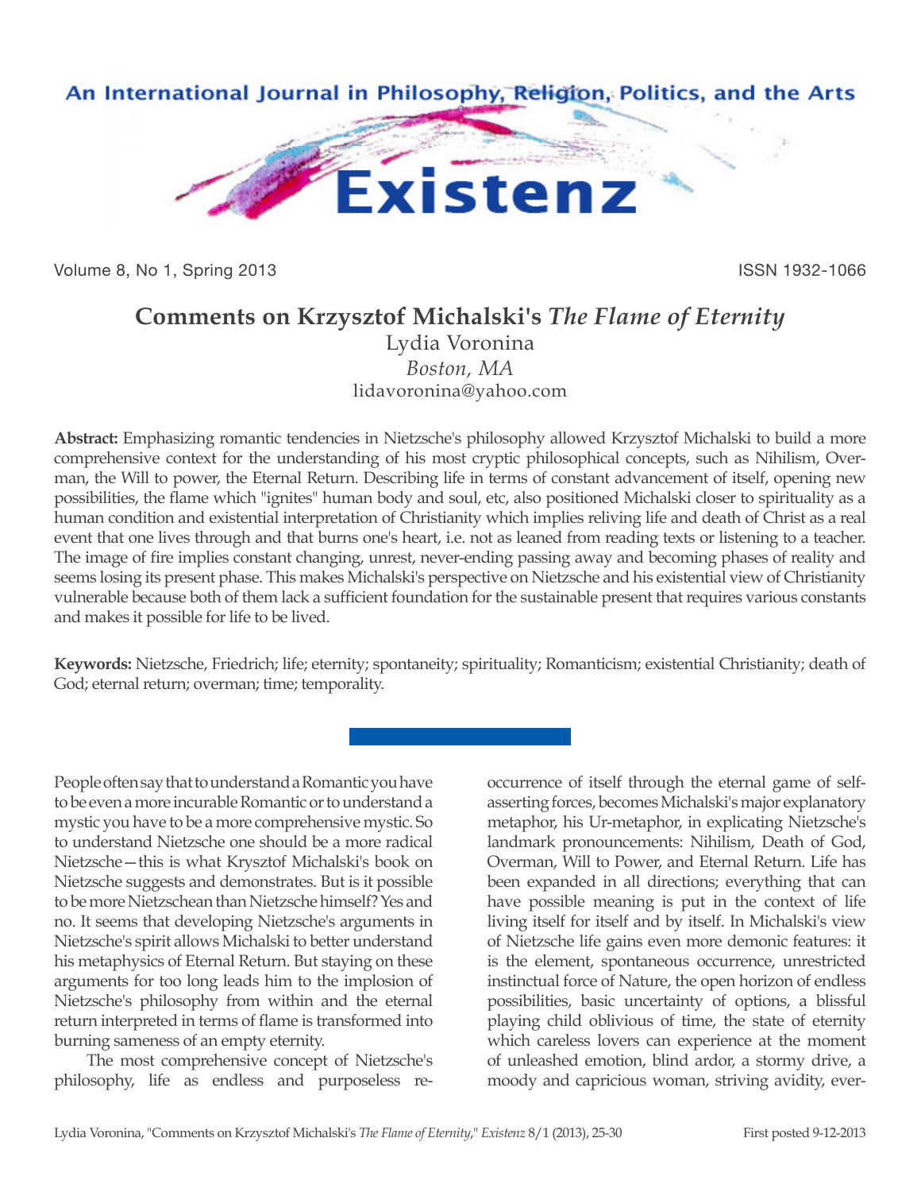# Comments on Krzysztof Michalski's *The Flame of Eternity*

Lydia Voronina
*Boston, MA*
lidavoronina@yahoo.com

**Abstract:** Emphasizing romantic tendencies in Nietzsche's philosophy allowed Krzysztof Michalski to build a more comprehensive context for the understanding of his most cryptic philosophical concepts, such as Nihilism, Overman, the Will to power, the Eternal Return. Describing life in terms of constant advancement of itself, opening new possibilities, the flame which "ignites" human body and soul, etc, also positioned Michalski closer to spirituality as a human condition and existential interpretation of Christianity which implies reliving life and death of Christ as a real event that one lives through and that burns one's heart, i.e. not as leaned from reading texts or listening to a teacher. The image of fire implies constant changing, unrest, never-ending passing away and becoming phases of reality and seems losing its present phase. This makes Michalski's perspective on Nietzsche and his existential view of Christianity vulnerable because both of them lack a sufficient foundation for the sustainable present that requires various constants and makes it possible for life to be lived.

**Keywords:** Nietzsche, Friedrich; life; eternity; spontaneity; spirituality; Romanticism; existential Christianity; death of God; eternal return; overman; time; temporality.

People often say that to understand a Romantic you have to be even a more incurable Romantic or to understand a mystic you have to be a more comprehensive mystic. So to understand Nietzsche one should be a more radical Nietzsche—this is what Krysztof Michalski's book on Nietzsche suggests and demonstrates. But is it possible to be more Nietzschean than Nietzsche himself? Yes and no. It seems that developing Nietzsche's arguments in Nietzsche's spirit allows Michalski to better understand his metaphysics of Eternal Return. But staying on these arguments for too long leads him to the implosion of Nietzsche's philosophy from within and the eternal return interpreted in terms of flame is transformed into burning sameness of an empty eternity.

The most comprehensive concept of Nietzsche's philosophy, life as endless and purposeless re-occurrence of itself through the eternal game of self-asserting forces, becomes Michalski's major explanatory metaphor, his Ur-metaphor, in explicating Nietzsche's landmark pronouncements: Nihilism, Death of God, Overman, Will to Power, and Eternal Return. Life has been expanded in all directions; everything that can have possible meaning is put in the context of life living itself for itself and by itself. In Michalski's view of Nietzsche life gains even more demonic features: it is the element, spontaneous occurrence, unrestricted instinctual force of Nature, the open horizon of endless possibilities, basic uncertainty of options, a blissful playing child oblivious of time, the state of eternity which careless lovers can experience at the moment of unleashed emotion, blind ardor, a stormy drive, a moody and capricious woman, striving avidity, ever-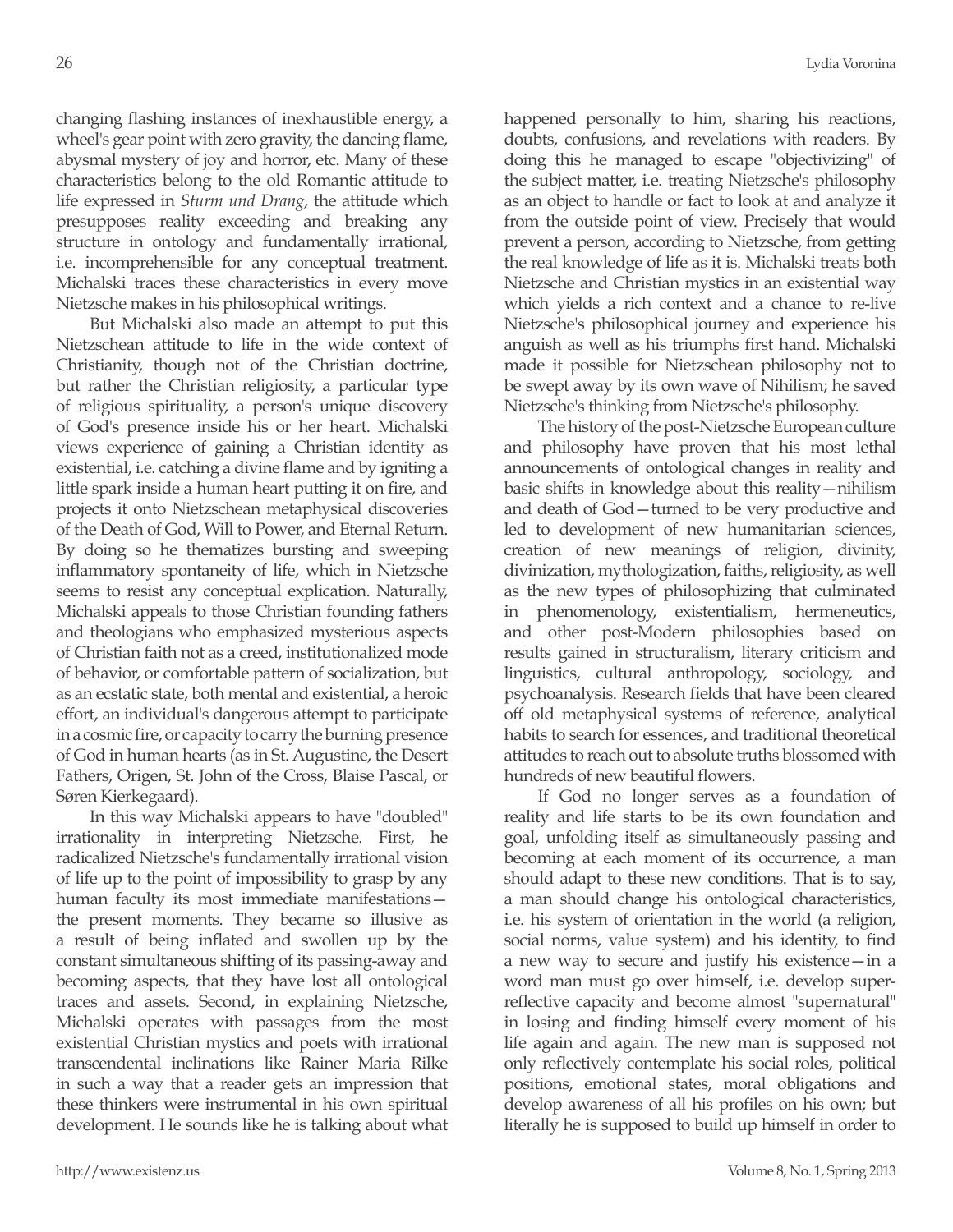changing flashing instances of inexhaustible energy, a wheel's gear point with zero gravity, the dancing flame, abysmal mystery of joy and horror, etc. Many of these characteristics belong to the old Romantic attitude to life expressed in *Sturm und Drang*, the attitude which presupposes reality exceeding and breaking any structure in ontology and fundamentally irrational, i.e. incomprehensible for any conceptual treatment. Michalski traces these characteristics in every move Nietzsche makes in his philosophical writings.

But Michalski also made an attempt to put this Nietzschean attitude to life in the wide context of Christianity, though not of the Christian doctrine, but rather the Christian religiosity, a particular type of religious spirituality, a person's unique discovery of God's presence inside his or her heart. Michalski views experience of gaining a Christian identity as existential, i.e. catching a divine flame and by igniting a little spark inside a human heart putting it on fire, and projects it onto Nietzschean metaphysical discoveries of the Death of God, Will to Power, and Eternal Return. By doing so he thematizes bursting and sweeping inflammatory spontaneity of life, which in Nietzsche seems to resist any conceptual explication. Naturally, Michalski appeals to those Christian founding fathers and theologians who emphasized mysterious aspects of Christian faith not as a creed, institutionalized mode of behavior, or comfortable pattern of socialization, but as an ecstatic state, both mental and existential, a heroic effort, an individual's dangerous attempt to participate in a cosmic fire, or capacity to carry the burning presence of God in human hearts (as in St. Augustine, the Desert Fathers, Origen, St. John of the Cross, Blaise Pascal, or Søren Kierkegaard).

In this way Michalski appears to have "doubled" irrationality in interpreting Nietzsche. First, he radicalized Nietzsche's fundamentally irrational vision of life up to the point of impossibility to grasp by any human faculty its most immediate manifestations—the present moments. They became so illusive as a result of being inflated and swollen up by the constant simultaneous shifting of its passing-away and becoming aspects, that they have lost all ontological traces and assets. Second, in explaining Nietzsche, Michalski operates with passages from the most existential Christian mystics and poets with irrational transcendental inclinations like Rainer Maria Rilke in such a way that a reader gets an impression that these thinkers were instrumental in his own spiritual development. He sounds like he is talking about what happened personally to him, sharing his reactions, doubts, confusions, and revelations with readers. By doing this he managed to escape "objectivizing" of the subject matter, i.e. treating Nietzsche's philosophy as an object to handle or fact to look at and analyze it from the outside point of view. Precisely that would prevent a person, according to Nietzsche, from getting the real knowledge of life as it is. Michalski treats both Nietzsche and Christian mystics in an existential way which yields a rich context and a chance to re-live Nietzsche's philosophical journey and experience his anguish as well as his triumphs first hand. Michalski made it possible for Nietzschean philosophy not to be swept away by its own wave of Nihilism; he saved Nietzsche's thinking from Nietzsche's philosophy.

The history of the post-Nietzsche European culture and philosophy have proven that his most lethal announcements of ontological changes in reality and basic shifts in knowledge about this reality—nihilism and death of God—turned to be very productive and led to development of new humanitarian sciences, creation of new meanings of religion, divinity, divinization, mythologization, faiths, religiosity, as well as the new types of philosophizing that culminated in phenomenology, existentialism, hermeneutics, and other post-Modern philosophies based on results gained in structuralism, literary criticism and linguistics, cultural anthropology, sociology, and psychoanalysis. Research fields that have been cleared off old metaphysical systems of reference, analytical habits to search for essences, and traditional theoretical attitudes to reach out to absolute truths blossomed with hundreds of new beautiful flowers.

If God no longer serves as a foundation of reality and life starts to be its own foundation and goal, unfolding itself as simultaneously passing and becoming at each moment of its occurrence, a man should adapt to these new conditions. That is to say, a man should change his ontological characteristics, i.e. his system of orientation in the world (a religion, social norms, value system) and his identity, to find a new way to secure and justify his existence—in a word man must go over himself, i.e. develop super-reflective capacity and become almost "supernatural" in losing and finding himself every moment of his life again and again. The new man is supposed not only reflectively contemplate his social roles, political positions, emotional states, moral obligations and develop awareness of all his profiles on his own; but literally he is supposed to build up himself in order to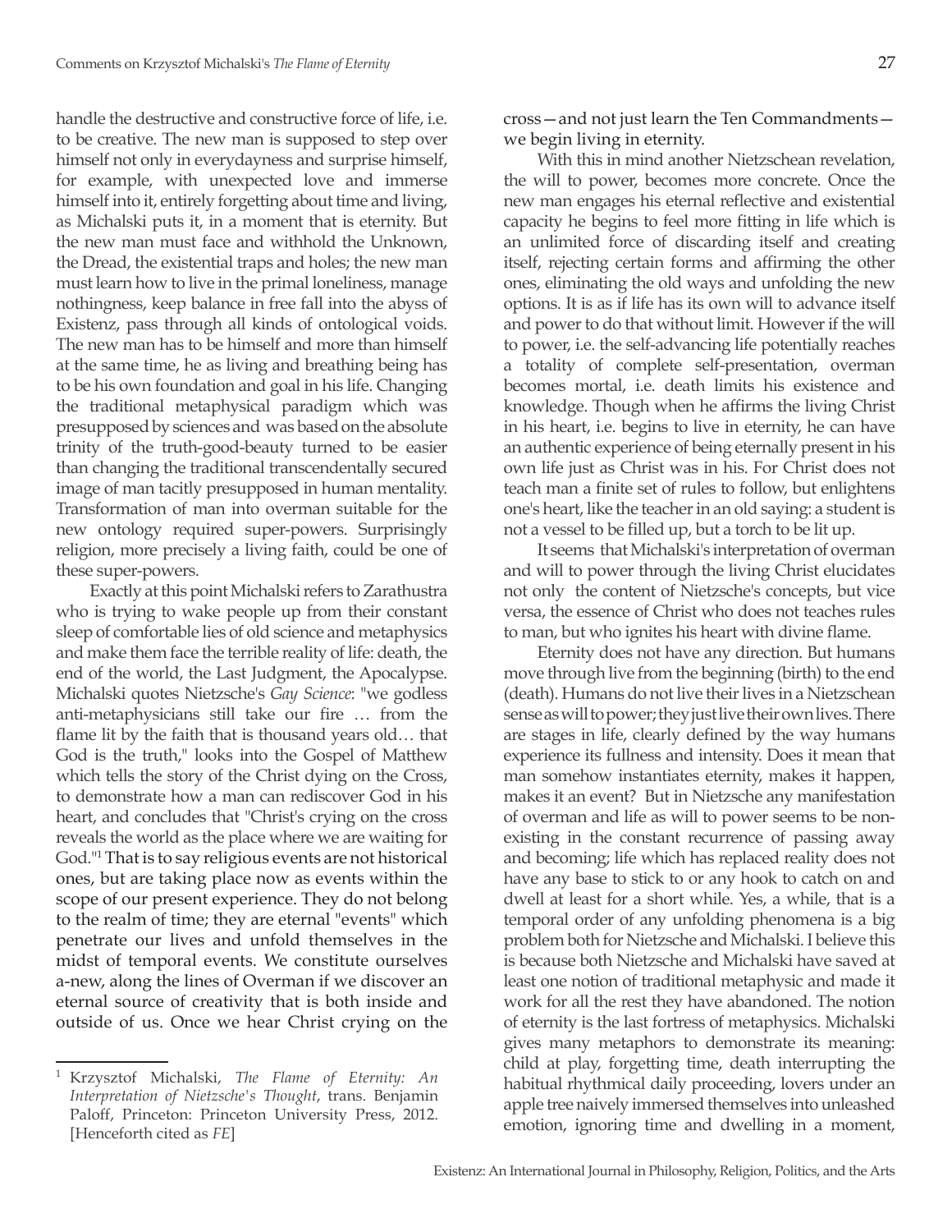handle the destructive and constructive force of life, i.e. to be creative. The new man is supposed to step over himself not only in everydayness and surprise himself, for example, with unexpected love and immerse himself into it, entirely forgetting about time and living, as Michalski puts it, in a moment that is eternity. But the new man must face and withhold the Unknown, the Dread, the existential traps and holes; the new man must learn how to live in the primal loneliness, manage nothingness, keep balance in free fall into the abyss of Existenz, pass through all kinds of ontological voids. The new man has to be himself and more than himself at the same time, he as living and breathing being has to be his own foundation and goal in his life. Changing the traditional metaphysical paradigm which was presupposed by sciences and was based on the absolute trinity of the truth-good-beauty turned to be easier than changing the traditional transcendentally secured image of man tacitly presupposed in human mentality. Transformation of man into overman suitable for the new ontology required super-powers. Surprisingly religion, more precisely a living faith, could be one of these super-powers.

Exactly at this point Michalski refers to Zarathustra who is trying to wake people up from their constant sleep of comfortable lies of old science and metaphysics and make them face the terrible reality of life: death, the end of the world, the Last Judgment, the Apocalypse. Michalski quotes Nietzsche's *Gay Science*: "we godless anti-metaphysicians still take our fire … from the flame lit by the faith that is thousand years old… that God is the truth," looks into the Gospel of Matthew which tells the story of the Christ dying on the Cross, to demonstrate how a man can rediscover God in his heart, and concludes that "Christ's crying on the cross reveals the world as the place where we are waiting for God."[1] That is to say religious events are not historical ones, but are taking place now as events within the scope of our present experience. They do not belong to the realm of time; they are eternal "events" which penetrate our lives and unfold themselves in the midst of temporal events. We constitute ourselves a-new, along the lines of Overman if we discover an eternal source of creativity that is both inside and outside of us. Once we hear Christ crying on the cross—and not just learn the Ten Commandments—we begin living in eternity.

With this in mind another Nietzschean revelation, the will to power, becomes more concrete. Once the new man engages his eternal reflective and existential capacity he begins to feel more fitting in life which is an unlimited force of discarding itself and creating itself, rejecting certain forms and affirming the other ones, eliminating the old ways and unfolding the new options. It is as if life has its own will to advance itself and power to do that without limit. However if the will to power, i.e. the self-advancing life potentially reaches a totality of complete self-presentation, overman becomes mortal, i.e. death limits his existence and knowledge. Though when he affirms the living Christ in his heart, i.e. begins to live in eternity, he can have an authentic experience of being eternally present in his own life just as Christ was in his. For Christ does not teach man a finite set of rules to follow, but enlightens one's heart, like the teacher in an old saying: a student is not a vessel to be filled up, but a torch to be lit up.

It seems that Michalski's interpretation of overman and will to power through the living Christ elucidates not only the content of Nietzsche's concepts, but vice versa, the essence of Christ who does not teaches rules to man, but who ignites his heart with divine flame.

Eternity does not have any direction. But humans move through live from the beginning (birth) to the end (death). Humans do not live their lives in a Nietzschean sense as will to power; they just live their own lives. There are stages in life, clearly defined by the way humans experience its fullness and intensity. Does it mean that man somehow instantiates eternity, makes it happen, makes it an event? But in Nietzsche any manifestation of overman and life as will to power seems to be non-existing in the constant recurrence of passing away and becoming; life which has replaced reality does not have any base to stick to or any hook to catch on and dwell at least for a short while. Yes, a while, that is a temporal order of any unfolding phenomena is a big problem both for Nietzsche and Michalski. I believe this is because both Nietzsche and Michalski have saved at least one notion of traditional metaphysic and made it work for all the rest they have abandoned. The notion of eternity is the last fortress of metaphysics. Michalski gives many metaphors to demonstrate its meaning: child at play, forgetting time, death interrupting the habitual rhythmical daily proceeding, lovers under an apple tree naively immersed themselves into unleashed emotion, ignoring time and dwelling in a moment,

---

[1] Krzysztof Michalski, *The Flame of Eternity: An Interpretation of Nietzsche's Thought*, trans. Benjamin Paloff, Princeton: Princeton University Press, 2012. [Henceforth cited as *FE*]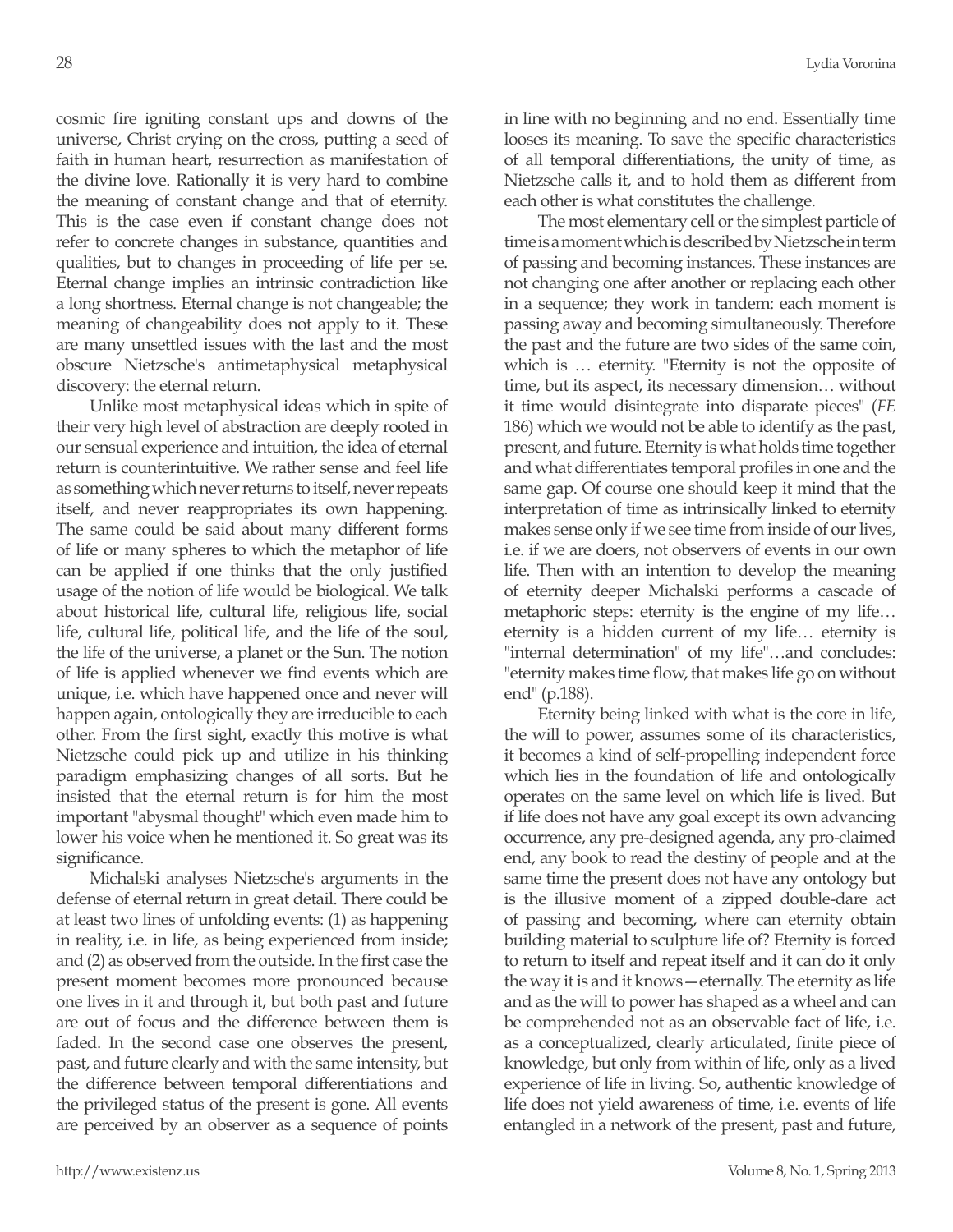cosmic fire igniting constant ups and downs of the universe, Christ crying on the cross, putting a seed of faith in human heart, resurrection as manifestation of the divine love. Rationally it is very hard to combine the meaning of constant change and that of eternity. This is the case even if constant change does not refer to concrete changes in substance, quantities and qualities, but to changes in proceeding of life per se. Eternal change implies an intrinsic contradiction like a long shortness. Eternal change is not changeable; the meaning of changeability does not apply to it. These are many unsettled issues with the last and the most obscure Nietzsche's antimetaphysical metaphysical discovery: the eternal return.

Unlike most metaphysical ideas which in spite of their very high level of abstraction are deeply rooted in our sensual experience and intuition, the idea of eternal return is counterintuitive. We rather sense and feel life as something which never returns to itself, never repeats itself, and never reappropriates its own happening. The same could be said about many different forms of life or many spheres to which the metaphor of life can be applied if one thinks that the only justified usage of the notion of life would be biological. We talk about historical life, cultural life, religious life, social life, cultural life, political life, and the life of the soul, the life of the universe, a planet or the Sun. The notion of life is applied whenever we find events which are unique, i.e. which have happened once and never will happen again, ontologically they are irreducible to each other. From the first sight, exactly this motive is what Nietzsche could pick up and utilize in his thinking paradigm emphasizing changes of all sorts. But he insisted that the eternal return is for him the most important "abysmal thought" which even made him to lower his voice when he mentioned it. So great was its significance.

Michalski analyses Nietzsche's arguments in the defense of eternal return in great detail. There could be at least two lines of unfolding events: (1) as happening in reality, i.e. in life, as being experienced from inside; and (2) as observed from the outside. In the first case the present moment becomes more pronounced because one lives in it and through it, but both past and future are out of focus and the difference between them is faded. In the second case one observes the present, past, and future clearly and with the same intensity, but the difference between temporal differentiations and the privileged status of the present is gone. All events are perceived by an observer as a sequence of points in line with no beginning and no end. Essentially time looses its meaning. To save the specific characteristics of all temporal differentiations, the unity of time, as Nietzsche calls it, and to hold them as different from each other is what constitutes the challenge.

The most elementary cell or the simplest particle of time is a moment which is described by Nietzsche in term of passing and becoming instances. These instances are not changing one after another or replacing each other in a sequence; they work in tandem: each moment is passing away and becoming simultaneously. Therefore the past and the future are two sides of the same coin, which is … eternity. "Eternity is not the opposite of time, but its aspect, its necessary dimension… without it time would disintegrate into disparate pieces" (*FE* 186) which we would not be able to identify as the past, present, and future. Eternity is what holds time together and what differentiates temporal profiles in one and the same gap. Of course one should keep it mind that the interpretation of time as intrinsically linked to eternity makes sense only if we see time from inside of our lives, i.e. if we are doers, not observers of events in our own life. Then with an intention to develop the meaning of eternity deeper Michalski performs a cascade of metaphoric steps: eternity is the engine of my life… eternity is a hidden current of my life… eternity is "internal determination" of my life"…and concludes: "eternity makes time flow, that makes life go on without end" (p.188).

Eternity being linked with what is the core in life, the will to power, assumes some of its characteristics, it becomes a kind of self-propelling independent force which lies in the foundation of life and ontologically operates on the same level on which life is lived. But if life does not have any goal except its own advancing occurrence, any pre-designed agenda, any pro-claimed end, any book to read the destiny of people and at the same time the present does not have any ontology but is the illusive moment of a zipped double-dare act of passing and becoming, where can eternity obtain building material to sculpture life of? Eternity is forced to return to itself and repeat itself and it can do it only the way it is and it knows—eternally. The eternity as life and as the will to power has shaped as a wheel and can be comprehended not as an observable fact of life, i.e. as a conceptualized, clearly articulated, finite piece of knowledge, but only from within of life, only as a lived experience of life in living. So, authentic knowledge of life does not yield awareness of time, i.e. events of life entangled in a network of the present, past and future,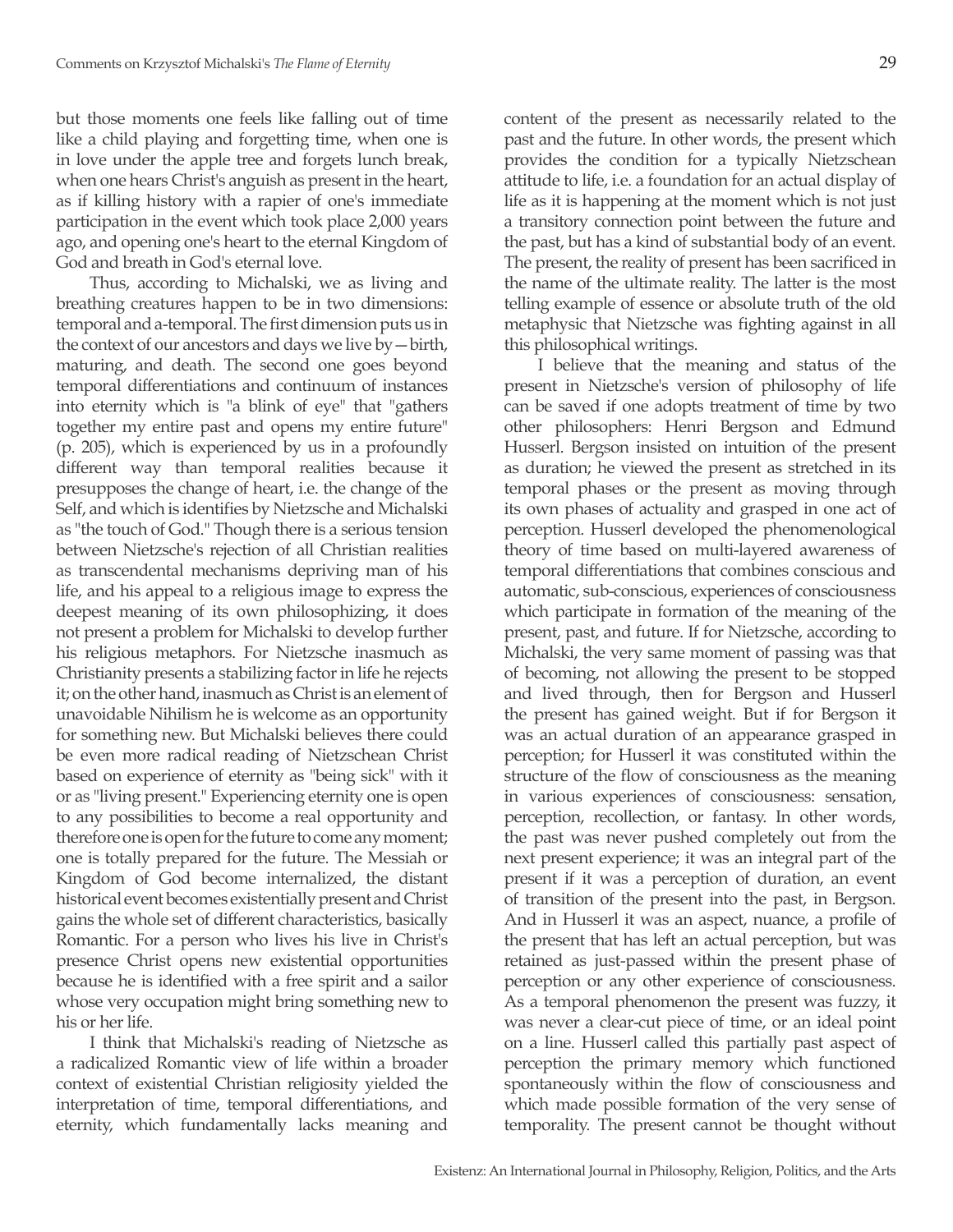but those moments one feels like falling out of time like a child playing and forgetting time, when one is in love under the apple tree and forgets lunch break, when one hears Christ's anguish as present in the heart, as if killing history with a rapier of one's immediate participation in the event which took place 2,000 years ago, and opening one's heart to the eternal Kingdom of God and breath in God's eternal love.

Thus, according to Michalski, we as living and breathing creatures happen to be in two dimensions: temporal and a-temporal. The first dimension puts us in the context of our ancestors and days we live by—birth, maturing, and death. The second one goes beyond temporal differentiations and continuum of instances into eternity which is "a blink of eye" that "gathers together my entire past and opens my entire future" (p. 205), which is experienced by us in a profoundly different way than temporal realities because it presupposes the change of heart, i.e. the change of the Self, and which is identifies by Nietzsche and Michalski as "the touch of God." Though there is a serious tension between Nietzsche's rejection of all Christian realities as transcendental mechanisms depriving man of his life, and his appeal to a religious image to express the deepest meaning of its own philosophizing, it does not present a problem for Michalski to develop further his religious metaphors. For Nietzsche inasmuch as Christianity presents a stabilizing factor in life he rejects it; on the other hand, inasmuch as Christ is an element of unavoidable Nihilism he is welcome as an opportunity for something new. But Michalski believes there could be even more radical reading of Nietzschean Christ based on experience of eternity as "being sick" with it or as "living present." Experiencing eternity one is open to any possibilities to become a real opportunity and therefore one is open for the future to come any moment; one is totally prepared for the future. The Messiah or Kingdom of God become internalized, the distant historical event becomes existentially present and Christ gains the whole set of different characteristics, basically Romantic. For a person who lives his live in Christ's presence Christ opens new existential opportunities because he is identified with a free spirit and a sailor whose very occupation might bring something new to his or her life.

I think that Michalski's reading of Nietzsche as a radicalized Romantic view of life within a broader context of existential Christian religiosity yielded the interpretation of time, temporal differentiations, and eternity, which fundamentally lacks meaning and content of the present as necessarily related to the past and the future. In other words, the present which provides the condition for a typically Nietzschean attitude to life, i.e. a foundation for an actual display of life as it is happening at the moment which is not just a transitory connection point between the future and the past, but has a kind of substantial body of an event. The present, the reality of present has been sacrificed in the name of the ultimate reality. The latter is the most telling example of essence or absolute truth of the old metaphysic that Nietzsche was fighting against in all this philosophical writings.

I believe that the meaning and status of the present in Nietzsche's version of philosophy of life can be saved if one adopts treatment of time by two other philosophers: Henri Bergson and Edmund Husserl. Bergson insisted on intuition of the present as duration; he viewed the present as stretched in its temporal phases or the present as moving through its own phases of actuality and grasped in one act of perception. Husserl developed the phenomenological theory of time based on multi-layered awareness of temporal differentiations that combines conscious and automatic, sub-conscious, experiences of consciousness which participate in formation of the meaning of the present, past, and future. If for Nietzsche, according to Michalski, the very same moment of passing was that of becoming, not allowing the present to be stopped and lived through, then for Bergson and Husserl the present has gained weight. But if for Bergson it was an actual duration of an appearance grasped in perception; for Husserl it was constituted within the structure of the flow of consciousness as the meaning in various experiences of consciousness: sensation, perception, recollection, or fantasy. In other words, the past was never pushed completely out from the next present experience; it was an integral part of the present if it was a perception of duration, an event of transition of the present into the past, in Bergson. And in Husserl it was an aspect, nuance, a profile of the present that has left an actual perception, but was retained as just-passed within the present phase of perception or any other experience of consciousness. As a temporal phenomenon the present was fuzzy, it was never a clear-cut piece of time, or an ideal point on a line. Husserl called this partially past aspect of perception the primary memory which functioned spontaneously within the flow of consciousness and which made possible formation of the very sense of temporality. The present cannot be thought without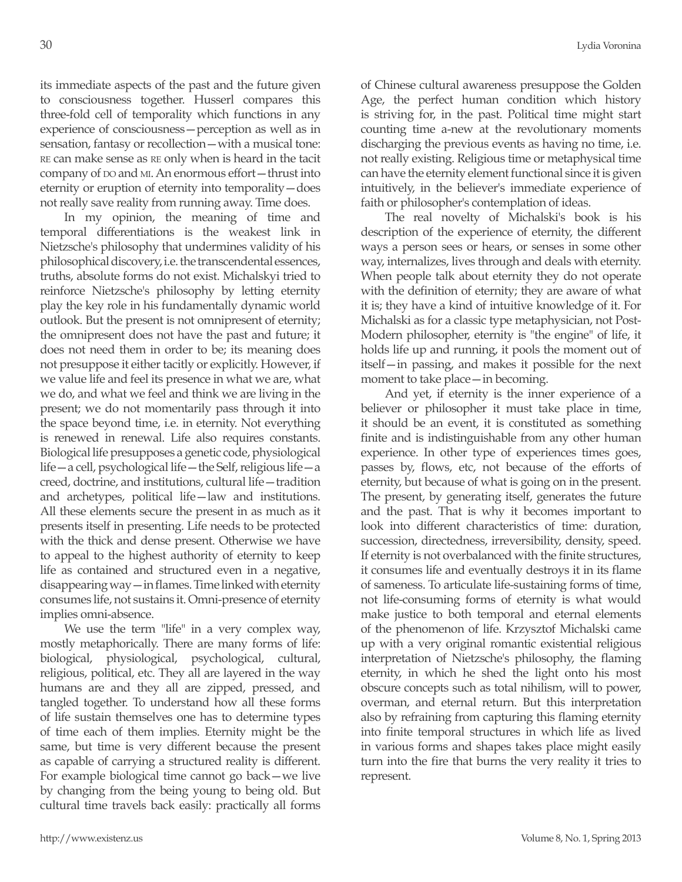its immediate aspects of the past and the future given to consciousness together. Husserl compares this three-fold cell of temporality which functions in any experience of consciousness—perception as well as in sensation, fantasy or recollection—with a musical tone: RE can make sense as RE only when is heard in the tacit company of DO and MI. An enormous effort—thrust into eternity or eruption of eternity into temporality—does not really save reality from running away. Time does.

In my opinion, the meaning of time and temporal differentiations is the weakest link in Nietzsche's philosophy that undermines validity of his philosophical discovery, i.e. the transcendental essences, truths, absolute forms do not exist. Michalskyi tried to reinforce Nietzsche's philosophy by letting eternity play the key role in his fundamentally dynamic world outlook. But the present is not omnipresent of eternity; the omnipresent does not have the past and future; it does not need them in order to be; its meaning does not presuppose it either tacitly or explicitly. However, if we value life and feel its presence in what we are, what we do, and what we feel and think we are living in the present; we do not momentarily pass through it into the space beyond time, i.e. in eternity. Not everything is renewed in renewal. Life also requires constants. Biological life presupposes a genetic code, physiological life—a cell, psychological life—the Self, religious life—a creed, doctrine, and institutions, cultural life—tradition and archetypes, political life—law and institutions. All these elements secure the present in as much as it presents itself in presenting. Life needs to be protected with the thick and dense present. Otherwise we have to appeal to the highest authority of eternity to keep life as contained and structured even in a negative, disappearing way—in flames. Time linked with eternity consumes life, not sustains it. Omni-presence of eternity implies omni-absence.

We use the term "life" in a very complex way, mostly metaphorically. There are many forms of life: biological, physiological, psychological, cultural, religious, political, etc. They all are layered in the way humans are and they all are zipped, pressed, and tangled together. To understand how all these forms of life sustain themselves one has to determine types of time each of them implies. Eternity might be the same, but time is very different because the present as capable of carrying a structured reality is different. For example biological time cannot go back—we live by changing from the being young to being old. But cultural time travels back easily: practically all forms of Chinese cultural awareness presuppose the Golden Age, the perfect human condition which history is striving for, in the past. Political time might start counting time a-new at the revolutionary moments discharging the previous events as having no time, i.e. not really existing. Religious time or metaphysical time can have the eternity element functional since it is given intuitively, in the believer's immediate experience of faith or philosopher's contemplation of ideas.

The real novelty of Michalski's book is his description of the experience of eternity, the different ways a person sees or hears, or senses in some other way, internalizes, lives through and deals with eternity. When people talk about eternity they do not operate with the definition of eternity; they are aware of what it is; they have a kind of intuitive knowledge of it. For Michalski as for a classic type metaphysician, not Post-Modern philosopher, eternity is "the engine" of life, it holds life up and running, it pools the moment out of itself—in passing, and makes it possible for the next moment to take place—in becoming.

And yet, if eternity is the inner experience of a believer or philosopher it must take place in time, it should be an event, it is constituted as something finite and is indistinguishable from any other human experience. In other type of experiences times goes, passes by, flows, etc, not because of the efforts of eternity, but because of what is going on in the present. The present, by generating itself, generates the future and the past. That is why it becomes important to look into different characteristics of time: duration, succession, directedness, irreversibility, density, speed. If eternity is not overbalanced with the finite structures, it consumes life and eventually destroys it in its flame of sameness. To articulate life-sustaining forms of time, not life-consuming forms of eternity is what would make justice to both temporal and eternal elements of the phenomenon of life. Krzysztof Michalski came up with a very original romantic existential religious interpretation of Nietzsche's philosophy, the flaming eternity, in which he shed the light onto his most obscure concepts such as total nihilism, will to power, overman, and eternal return. But this interpretation also by refraining from capturing this flaming eternity into finite temporal structures in which life as lived in various forms and shapes takes place might easily turn into the fire that burns the very reality it tries to represent.